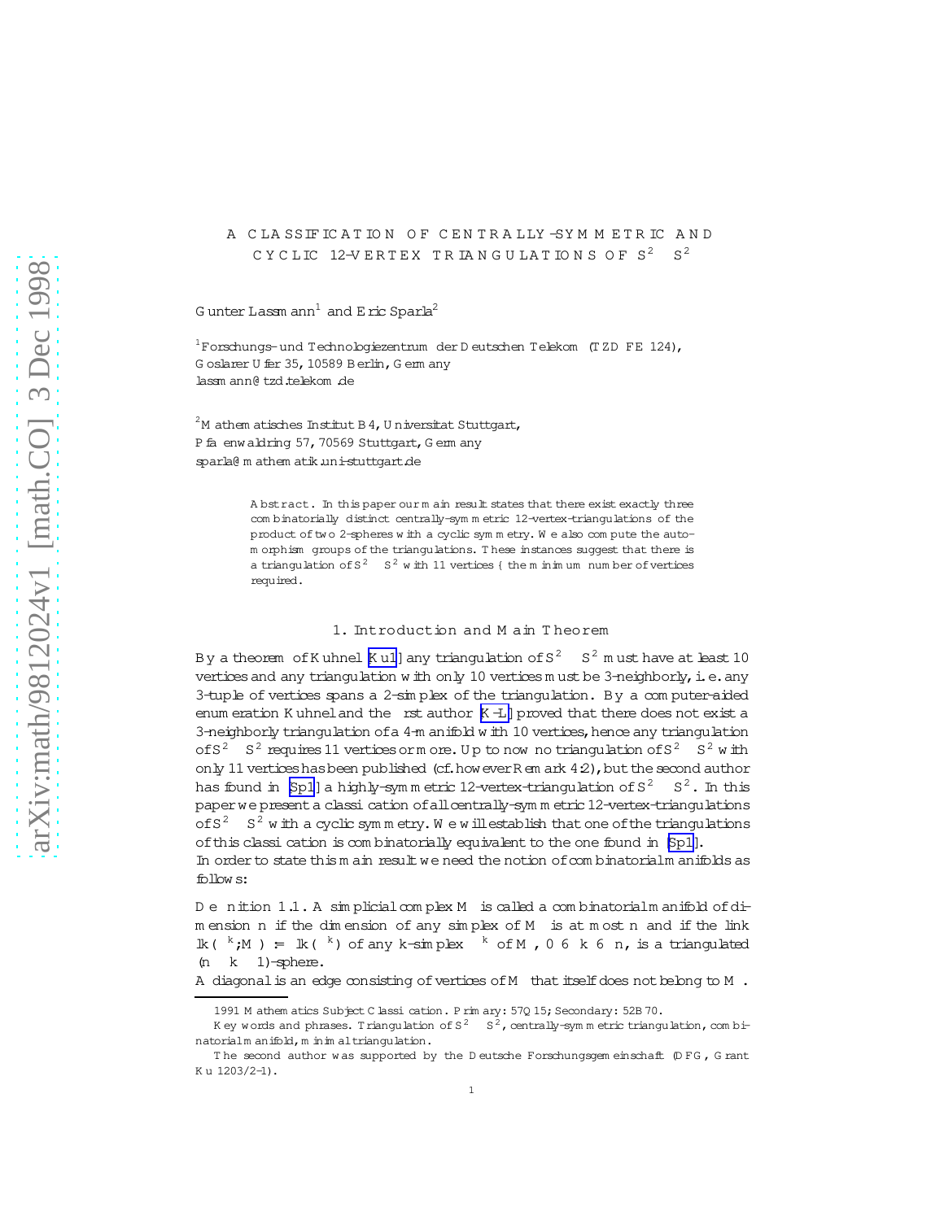# A CLASSIFICATION OF CENTRALLY-SYMMETRIC AND CYCLIC 12-VERTEX TRIANGULATIONS OF $S^2 \times S^2$

Gunter Lassmann[1] and Eric Sparla[2]

[1]Forschungs- und Technologiezentrum der Deutschen Telekom (TZD FE 124), Goslarer Ufer 35, 10589 Berlin, Germany
lassmann@tzd.telekom.de

[2]Mathematisches Institut B 4, Universität Stuttgart, Pfaffenwaldring 57, 70569 Stuttgart, Germany
sparla@mathematik.uni-stuttgart.de

**Abstract.** In this paper our main result states that there exist exactly three combinatorially distinct centrally-symmetric 12-vertex-triangulations of the product of two 2-spheres with a cyclic symmetry. We also compute the automorphism groups of the triangulations. These instances suggest that there is a triangulation of $S^2 \times S^2$ with 11 vertices – the minimum number of vertices required.

## 1. Introduction and Main Theorem

By a theorem of Kühnel [Ku1] any triangulation of $S^2 \times S^2$ must have at least 10 vertices and any triangulation with only 10 vertices must be 3-neighborly, i.e. any 3-tuple of vertices spans a 2-simplex of the triangulation. By a computer-aided enumeration Kühnel and the first author [K-L] proved that there does not exist a 3-neighborly triangulation of a 4-manifold with 10 vertices, hence any triangulation of $S^2 \times S^2$ requires 11 vertices or more. Up to now no triangulation of $S^2 \times S^2$ with only 11 vertices has been published (cf. however Remark 4.2), but the second author has found in [Sp1] a highly-symmetric 12-vertex-triangulation of $S^2 \times S^2$. In this paper we present a classification of all centrally-symmetric 12-vertex-triangulations of $S^2 \times S^2$ with a cyclic symmetry. We will establish that one of the triangulations of this classification is combinatorially equivalent to the one found in [Sp1].
In order to state this main result we need the notion of combinatorial manifolds as follows:

**Definition 1.1.** A simplicial complex $M$ is called a *combinatorial manifold of dimension $n$* if the dimension of any simplex of $M$ is at most $n$ and if the link $\text{lk}(\triangle^k; M) := \text{lk}(\triangle^k)$ of any $k$-simplex $\triangle^k$ of $M$, $0 \leqslant k \leqslant n$, is a triangulated $(n-k-1)$-sphere.
A *diagonal* is an edge consisting of vertices of $M$ that itself does not belong to $M$.

1991 Mathematics Subject Classification. Primary: 57Q15; Secondary: 52B70.
Key words and phrases. Triangulation of $S^2 \times S^2$, centrally-symmetric triangulation, combinatorial manifold, minimal triangulation.
The second author was supported by the Deutsche Forschungsgemeinschaft (DFG, Grant Ku 1203/2-1).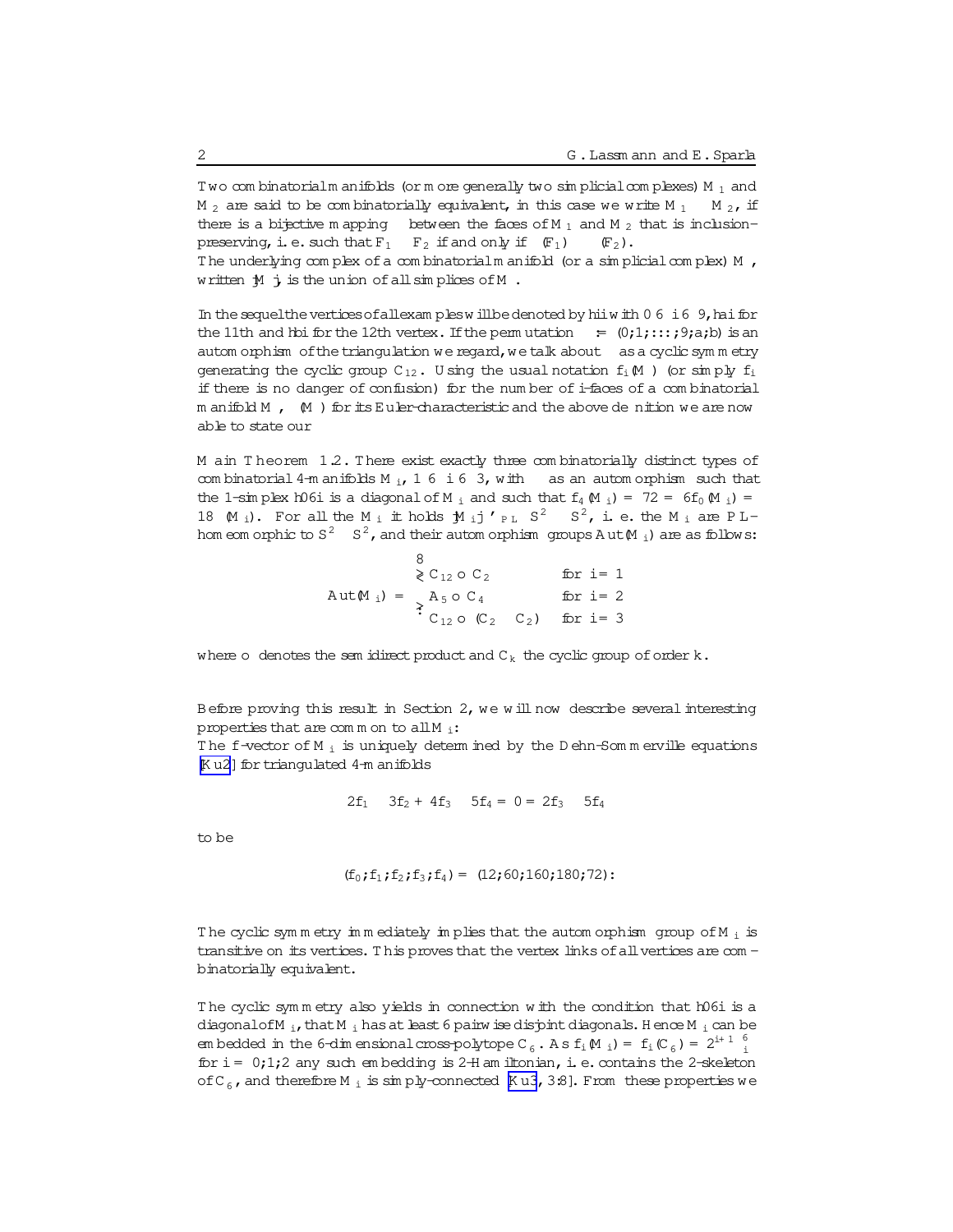Two combinatorial manifolds (or more generally two simplicial complexes) $M_1$ and $M_2$ are said to be combinatorially equivalent, in this case we write $M_1 \cong M_2$, if there is a bijective mapping $\varphi$ between the faces of $M_1$ and $M_2$ that is inclusion-preserving, i.e. such that $F_1 \subset F_2$ if and only if $\varphi(F_1) \subset \varphi(F_2)$.
The underlying complex of a combinatorial manifold (or a simplicial complex) $M$, written $|M|$, is the union of all simplices of $M$.

In the sequel the vertices of all examples will be denoted by $\langle i \rangle$ with $0 \leqslant i \leqslant 9$, $\langle a \rangle$ for the 11th and $\langle b \rangle$ for the 12th vertex. If the permutation $\tau := (0;1;\ldots;9;a;b)$ is an automorphism of the triangulation we regard, we talk about $\tau$ as a cyclic symmetry generating the cyclic group $C_{12}$. Using the usual notation $f_i(M)$ (or simply $f_i$ if there is no danger of confusion) for the number of $i$-faces of a combinatorial manifold $M$, $\chi(M)$ for its Euler-characteristic and the above definition we are now able to state our

**Main Theorem 1.2.** There exist exactly three combinatorially distinct types of combinatorial 4-manifolds $M_i$, $1 \leqslant i \leqslant 3$, with $\tau$ as an automorphism such that the 1-simplex $\langle 06 \rangle$ is a diagonal of $M_i$ and such that $f_4(M_i) = 72 = 6 f_0(M_i) = 18 \cdot \chi(M_i)$. For all the $M_i$ it holds $|M_i| \cong_{PL} S^2 \times S^2$, i.e. the $M_i$ are PL-homeomorphic to $S^2 \times S^2$, and their automorphism groups $\mathrm{Aut}(M_i)$ are as follows:

$$\mathrm{Aut}(M_i) = \begin{cases} C_{12} \rtimes C_2 & \text{for } i = 1 \\ A_5 \rtimes C_4 & \text{for } i = 2 \\ C_{12} \rtimes (C_2 \times C_2) & \text{for } i = 3 \end{cases}$$

where $\rtimes$ denotes the semidirect product and $C_k$ the cyclic group of order $k$.

Before proving this result in Section 2, we will now describe several interesting properties that are common to all $M_i$:
The $f$-vector of $M_i$ is uniquely determined by the Dehn-Sommerville equations [Ku2] for triangulated 4-manifolds

$$2f_1 - 3f_2 + 4f_3 - 5f_4 = 0 = 2f_3 - 5f_4$$

to be

$$(f_0; f_1; f_2; f_3; f_4) = (12; 60; 160; 180; 72).$$

The cyclic symmetry immediately implies that the automorphism group of $M_i$ is transitive on its vertices. This proves that the vertex links of all vertices are combinatorially equivalent.

The cyclic symmetry also yields in connection with the condition that $\langle 06 \rangle$ is a diagonal of $M_i$, that $M_i$ has at least 6 pairwise disjoint diagonals. Hence $M_i$ can be embedded in the 6-dimensional cross-polytope $C_6$. As $f_i(M_i) = f_i(C_6) = 2^{i+1}\binom{6}{i}$ for $i = 0;1;2$ any such embedding is 2-Hamiltonian, i.e. contains the 2-skeleton of $C_6$, and therefore $M_i$ is simply-connected [Ku3, 3.8]. From these properties we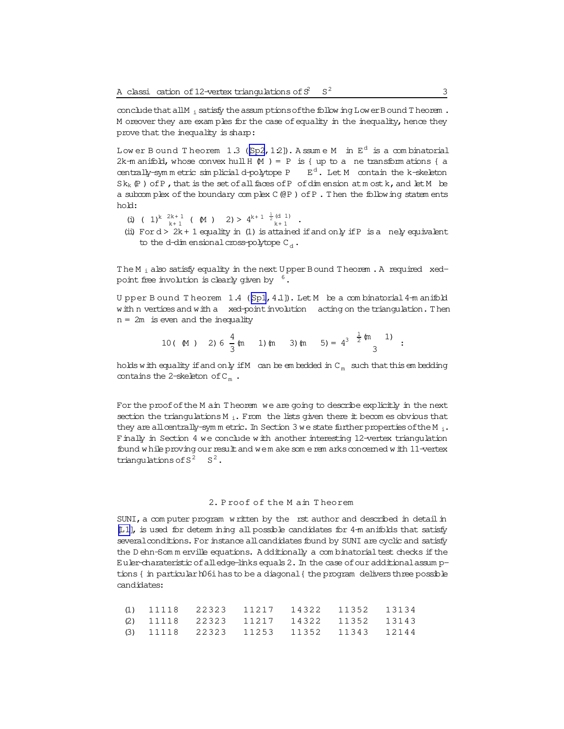conclude that all $M_i$ satisfy the assumptions of the following Lower Bound Theorem. Moreover they are examples for the case of equality in the inequality, hence they prove that the inequality is sharp:

**Lower Bound Theorem 1.3** ([Sp2, 1.2]). Assume $M$ in $E^d$ is a combinatorial $2k$-manifold, whose convex hull $H(M) = P$ is – up to affine transformations – a centrally-symmetric simplicial $d$-polytope $P \subset E^d$. Let $M$ contain the $k$-skeleton $Sk_k(P)$ of $P$, that is the set of all faces of $P$ of dimension at most $k$, and let $M$ be a subcomplex of the boundary complex $C(\partial P)$ of $P$. Then the following statements hold:

(i) $(-1)^k \binom{2k+1}{k+1} (\chi(M) - 2) \geq 4^{k+1} \binom{\frac{1}{2}(d-1)}{k+1}$.

(ii) For $d > 2k+1$ equality in (1) is attained if and only if $P$ is affinely equivalent to the $d$-dimensional cross-polytope $C_d$.

The $M_i$ also satisfy equality in the next Upper Bound Theorem. A required fixed-point free involution is clearly given by $\sigma^6$.

**Upper Bound Theorem 1.4** ([Sp1, 4.1]). Let $M$ be a combinatorial 4-manifold with $n$ vertices and with a fixed-point involution $\sigma$ acting on the triangulation. Then $n = 2m$ is even and the inequality

$$10(\chi(M) - 2) \leq \frac{4}{3}(m-1)(m-3)(m-5) = 4^3 \binom{\frac{1}{2}(m-1)}{3}:$$

holds with equality if and only if $M$ can be embedded in $C_m$ such that this embedding contains the 2-skeleton of $C_m$.

For the proof of the Main Theorem we are going to describe explicitly in the next section the triangulations $M_i$. From the lists given there it becomes obvious that they are all centrally-symmetric. In Section 3 we state further properties of the $M_i$. Finally in Section 4 we conclude with another interesting 12-vertex triangulation found while proving our result and we make some remarks concerned with 11-vertex triangulations of $S^2 \times S^2$.

## 2. Proof of the Main Theorem

SUNI, a computer program written by the first author and described in detail in [L1], is used for determining all possible candidates for 4-manifolds that satisfy several conditions. For instance all candidates found by SUNI are cyclic and satisfy the Dehn-Sommerville equations. Additionally a combinatorial test checks if the Euler-charateristic of all edge-links equals 2. In the case of our additional assumptions – in particular h06i has to be a diagonal – the program delivers three possible candidates:

| | | | | | | |
|---|---|---|---|---|---|---|
| (1) | 11118 | 22323 | 11217 | 14322 | 11352 | 13134 |
| (2) | 11118 | 22323 | 11217 | 14322 | 11352 | 13143 |
| (3) | 11118 | 22323 | 11253 | 11352 | 11343 | 12144 |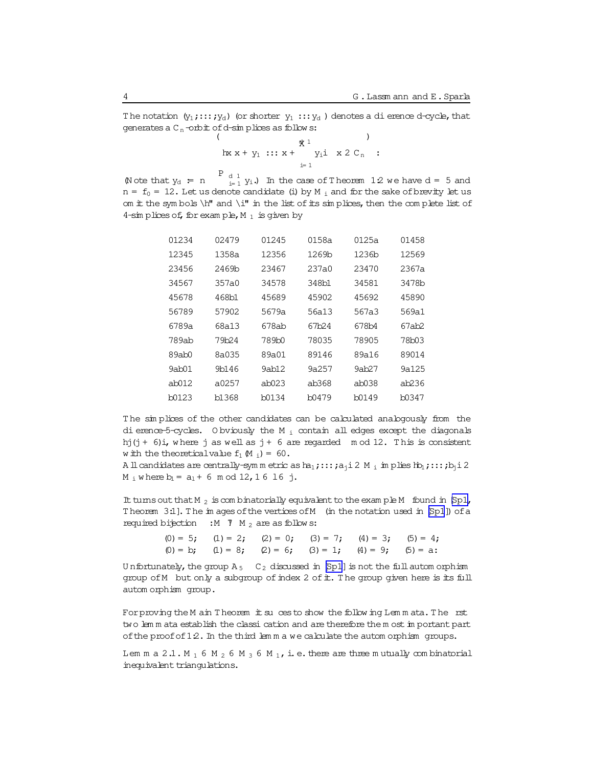The notation $(y_1;\dots;y_d)$ (or shorter $y_1 \dots y_d$) denotes a difference $d$-cycle, that generates a $C_n$-orbit of $d$-simplices as follows:

$$\left\{ \langle x\; x+y_1 \;\dots\; x+\sum_{i=1}^{d-1} y_i \rangle \;\middle|\; x \in C_n \right\}.$$

(Note that $y_d := n - \sum_{i=1}^{d-1} y_i$.) In the case of Theorem 1.2 we have $d = 5$ and $n = f_0 = 12$. Let us denote candidate (i) by $M_i$ and for the sake of brevity let us omit the symbols "⟨" and "⟩" in the list of its simplices, then the complete list of 4-simplices of, for example, $M_1$ is given by

| | | | | | |
|---|---|---|---|---|---|
| 01234 | 02479 | 01245 | 0158a | 0125a | 01458 |
| 12345 | 1358a | 12356 | 1269b | 1236b | 12569 |
| 23456 | 2469b | 23467 | 237a0 | 23470 | 2367a |
| 34567 | 357a0 | 34578 | 348b1 | 34581 | 3478b |
| 45678 | 468b1 | 45689 | 45902 | 45692 | 45890 |
| 56789 | 57902 | 5679a | 56a13 | 567a3 | 569a1 |
| 6789a | 68a13 | 678ab | 67b24 | 678b4 | 67ab2 |
| 789ab | 79b24 | 789b0 | 78035 | 78905 | 78b03 |
| 89ab0 | 8a035 | 89a01 | 89146 | 89a16 | 89014 |
| 9ab01 | 9b146 | 9ab12 | 9a257 | 9ab27 | 9a125 |
| ab012 | a0257 | ab023 | ab368 | ab038 | ab236 |
| b0123 | b1368 | b0134 | b0479 | b0149 | b0347 |

The simplices of the other candidates can be calculated analogously from the difference-5-cycles. Obviously the $M_i$ contain all edges except the diagonals $\langle j(j+6)\rangle$, where $j$ as well as $j+6$ are regarded mod 12. This is consistent with the theoretical value $f_1(M_i) = 60$.
All candidates are centrally-symmetric as $\langle a_1;\dots;a_j\rangle \in M_i$ implies $\langle b_1;\dots;b_j\rangle \in M_i$ where $b_l = a_l + 6 \mod 12$, $1 \le l \le j$.

It turns out that $M_2$ is combinatorially equivalent to the example $M$ found in [Sp1, Theorem 3.1]. The images of the vertices of $M$ (in the notation used in [Sp1]) of a required bijection $\phi : M \mapsto M_2$ are as follows:

$$\phi(0) = 5; \quad \phi(1) = 2; \quad \phi(2) = 0; \quad \phi(3) = 7; \quad \phi(4) = 3; \quad \phi(5) = 4;$$
$$\phi(\bar{0}) = b; \quad \phi(\bar{1}) = 8; \quad \phi(\bar{2}) = 6; \quad \phi(\bar{3}) = 1; \quad \phi(\bar{4}) = 9; \quad \phi(\bar{5}) = a.$$

Unfortunately, the group $A_5 \times C_2$ discussed in [Sp1] is not the full automorphism group of $M$ but only a subgroup of index 2 of it. The group given here is its full automorphism group.

For proving the Main Theorem it suffices to show the following Lemmata. The first two lemmata establish the classification and are therefore the most important part of the proof of 1.2. In the third lemma we calculate the automorphism groups.

**Lemma 2.1.** $M_1 \not\cong M_2 \not\cong M_3 \not\cong M_1$, i.e. there are three mutually combinatorial inequivalent triangulations.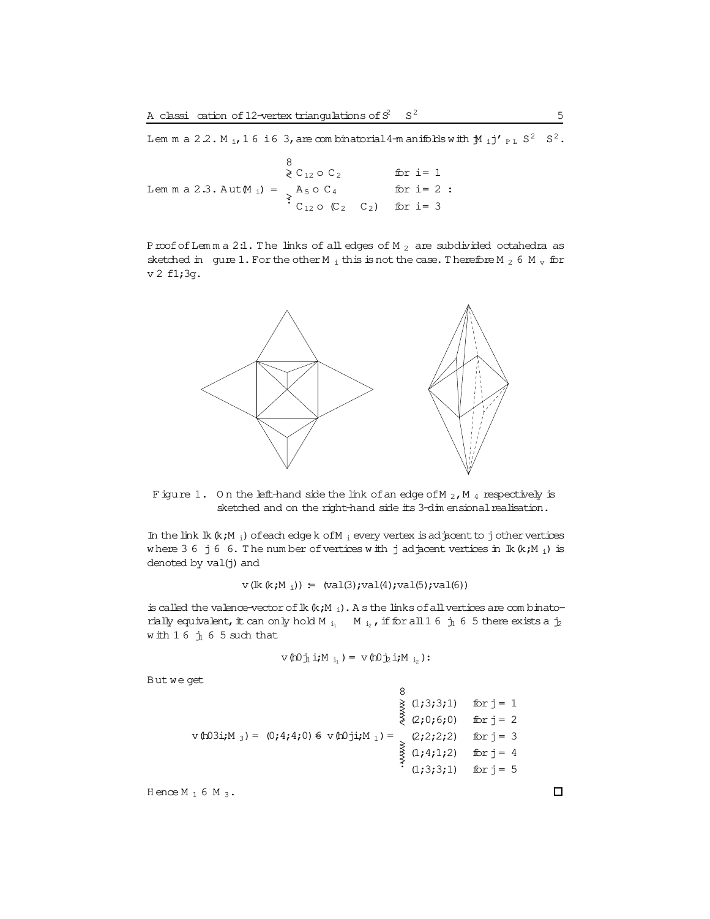**Lemma 2.2.** $M_i$, $1 \leq i \leq 3$, are combinatorial 4-manifolds with $|M_i| \cong_{PL} S^2 \times S^2$.

**Lemma 2.3.**
$$\mathrm{Aut}(M_i) = \begin{cases} C_{12} \circ C_2 & \text{for } i = 1 \\ A_5 \circ C_4 & \text{for } i = 2 \\ C_{12} \circ (C_2 \times C_2) & \text{for } i = 3 \end{cases}.$$

*Proof of Lemma 2.1.* The links of all edges of $M_2$ are subdivided octahedra as sketched in figure 1. For the other $M_i$ this is not the case. Therefore $M_2 \not\cong M_v$ for $v \in \{1, 3\}$.

Figure 1. On the left-hand side the link of an edge of $M_2$, $M_4$ respectively is sketched and on the right-hand side its 3-dimensional realisation.

In the link $\mathrm{lk}(k; M_i)$ of each edge $k$ of $M_i$ every vertex is adjacent to $j$ other vertices where $3 \leq j \leq 6$. The number of vertices with $j$ adjacent vertices in $\mathrm{lk}(k; M_i)$ is denoted by val(j) and

$$v(\mathrm{lk}(k; M_i)) := (\mathrm{val}(3); \mathrm{val}(4); \mathrm{val}(5); \mathrm{val}(6))$$

is called the valence-vector of $\mathrm{lk}(k; M_i)$. As the links of all vertices are combinatorially equivalent, it can only hold $M_{i_1} \cong M_{i_2}$, if for all $1 \leq j_1 \leq 5$ there exists a $j_2$ with $1 \leq j_1 \leq 5$ such that

$$v(\langle 0 j_1 \rangle; M_{i_1}) = v(\langle 0 j_2 \rangle; M_{i_2}).$$

But we get

$$v(\langle 03 \rangle; M_3) = (0; 4; 4; 0) \neq v(\langle 0j \rangle; M_1) = \begin{cases} (1; 3; 3; 1) & \text{for } j = 1 \\ (2; 0; 6; 0) & \text{for } j = 2 \\ (2; 2; 2; 2) & \text{for } j = 3 \\ (1; 4; 1; 2) & \text{for } j = 4 \\ (1; 3; 3; 1) & \text{for } j = 5 \end{cases}$$

Hence $M_1 \not\cong M_3$. □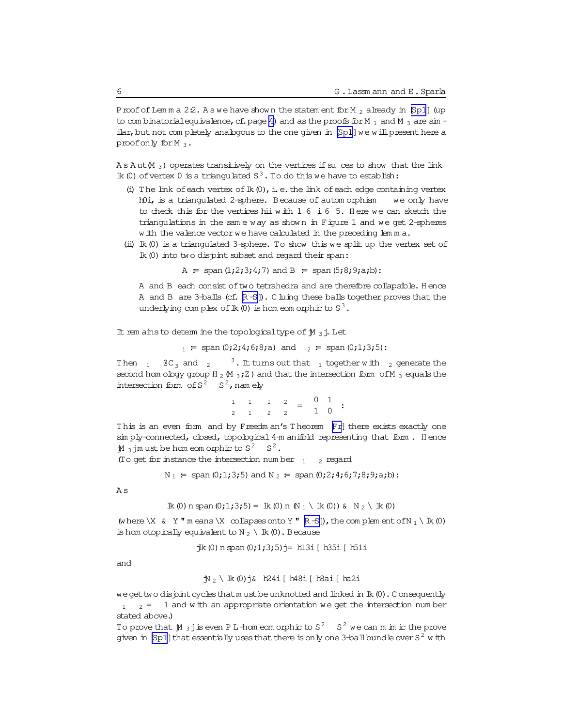Proof of Lemma 2.2. As we have shown the statement for $M_2$ already in [Sp1] (up to combinatorial equivalence, cf. page 4) and as the proofs for $M_1$ and $M_3$ are similar, but not completely analogous to the one given in [Sp1] we will present here a proof only for $M_3$.

As $\mathrm{Aut}(M_3)$ operates transitively on the vertices it suffices to show that the link $\mathrm{lk}(0)$ of vertex 0 is a triangulated $S^3$. To do this we have to establish:

(i) The link of each vertex of $\mathrm{lk}(0)$, i.e. the link of each edge containing vertex $\langle 0 i\rangle$, is a triangulated 2-sphere. Because of automorphism we only have to check this for the vertices $\langle i\rangle$ with $1 \leqslant i \leqslant 5$. Here we can sketch the triangulations in the same way as shown in Figure 1 and we get 2-spheres with the valence vector we have calculated in the preceding lemma.

(ii) $\mathrm{lk}(0)$ is a triangulated 3-sphere. To show this we split up the vertex set of $\mathrm{lk}(0)$ into two disjoint subset and regard their span:

$$A := \mathrm{span}(1;2;3;4;7) \text{ and } B := \mathrm{span}(5;8;9;a;b):$$

A and B each consist of two tetrahedra and are therefore collapsible. Hence A and B are 3-balls (cf. [R-S]). Gluing these balls together proves that the underlying complex of $\mathrm{lk}(0)$ is homeomorphic to $S^3$.

It remains to determine the topological type of $|M_3|$. Let

$$\sigma_1 := \mathrm{span}(0;2;4;6;8;a) \text{ and } \sigma_2 := \mathrm{span}(0;1;3;5):$$

Then $\sigma_1 \cong \partial C_3$ and $\sigma_2 \cong \partial\Delta^3$. It turns out that $\sigma_1$ together with $\sigma_2$ generate the second homology group $H_2(M_3;\mathbb{Z})$ and that the intersection form of $M_3$ equals the intersection form of $S^2 \times S^2$, namely

$$\begin{pmatrix} \sigma_1\cdot\sigma_1 & \sigma_1\cdot\sigma_2 \\ \sigma_2\cdot\sigma_1 & \sigma_2\cdot\sigma_2 \end{pmatrix} = \begin{pmatrix} 0 & 1 \\ 1 & 0 \end{pmatrix}:$$

This is an even form and by Freedman's Theorem [Fr] there exists exactly one simply-connected, closed, topological 4-manifold representing that form. Hence $|M_3|$ must be homeomorphic to $S^2 \times S^2$.

(To get for instance the intersection number $\sigma_1 \cdot \sigma_2$ regard

$$N_1 := \mathrm{span}(0;1;3;5) \text{ and } N_2 := \mathrm{span}(0;2;4;6;7;8;9;a;b):$$

As

$$\mathrm{lk}(0) \setminus \mathrm{span}(0;1;3;5) = \mathrm{lk}(0) \setminus (N_1 \cap \mathrm{lk}(0)) \searrow N_2 \cap \mathrm{lk}(0)$$

(where "$X \searrow Y$" means "$X$ collapses onto $Y$" [R-S]), the complement of $N_1 \cap \mathrm{lk}(0)$ is homotopically equivalent to $N_2 \cap \mathrm{lk}(0)$. Because

$$|\mathrm{lk}(0) \cap \mathrm{span}(0;1;3;5)| = \langle 13\rangle \cup \langle 35\rangle \cup \langle 51\rangle$$

and

$$|N_2 \cap \mathrm{lk}(0)| \searrow \langle 24\rangle \cup \langle 48\rangle \cup \langle 8a\rangle \cup \langle a2\rangle$$

we get two disjoint cycles that must be unknotted and linked in $\mathrm{lk}(0)$. Consequently $\sigma_1 \cdot \sigma_2 = \pm 1$ and with an appropriate orientation we get the intersection number stated above.)

To prove that $|M_3|$ is even PL-homeomorphic to $S^2 \times S^2$ we can mimic the prove given in [Sp1] that essentially uses that there is only one 3-ball bundle over $S^2$ with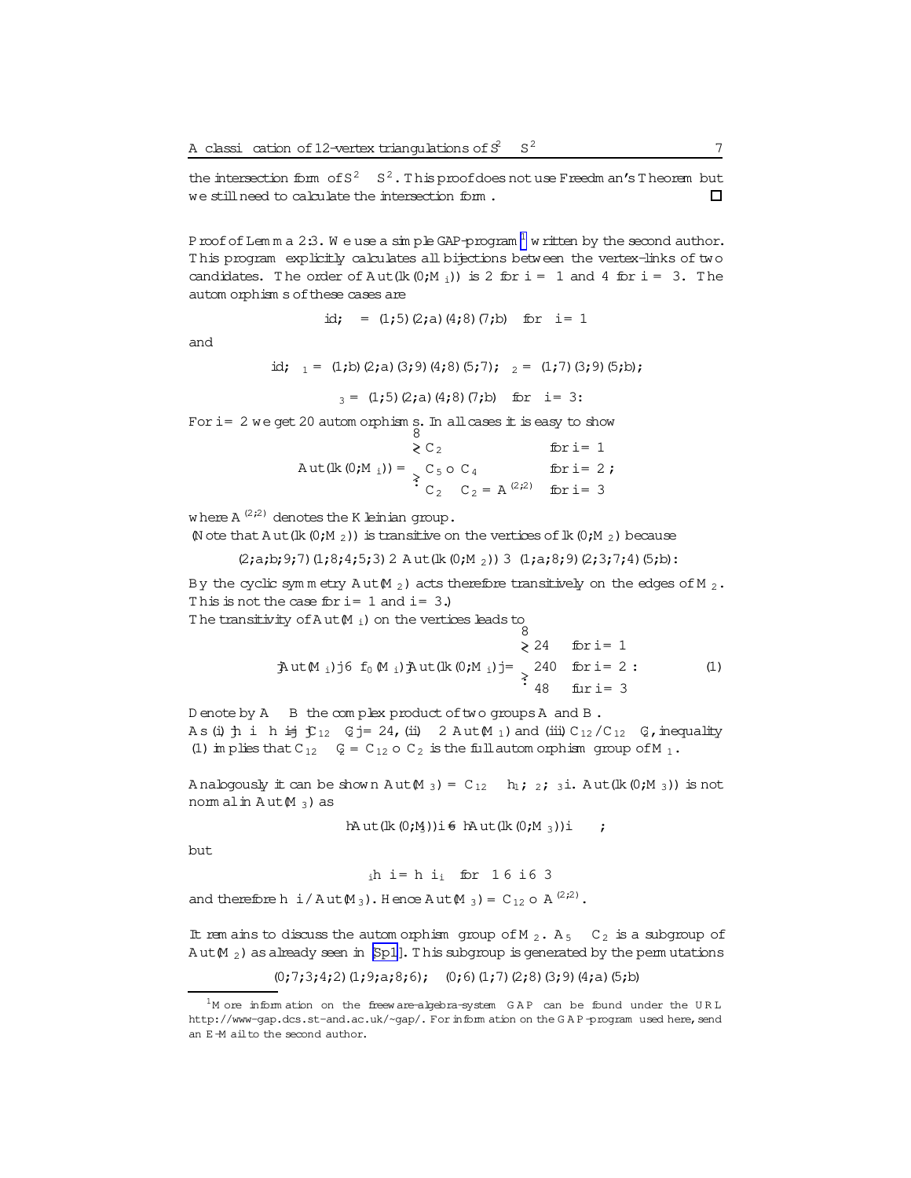the intersection form of $S^2 \times S^2$. This proof does not use Freedman's Theorem but we still need to calculate the intersection form. □

*Proof of Lemma 2.3.* We use a simple GAP-program[1] written by the second author. This program explicitly calculates all bijections between the vertex-links of two candidates. The order of $\mathrm{Aut}(\mathrm{lk}(0;M_i))$ is 2 for $i=1$ and 4 for $i=3$. The automorphisms of these cases are

$$\mathrm{id}; \quad \sigma = (1;5)(2;a)(4;8)(7;b) \quad \text{for} \quad i=1$$

and

$$\mathrm{id}; \quad \sigma_1 = (1;b)(2;a)(3;9)(4;8)(5;7); \quad \sigma_2 = (1;7)(3;9)(5;b);$$

$$\sigma_3 = (1;5)(2;a)(4;8)(7;b) \quad \text{for} \quad i=3.$$

For $i=2$ we get 20 automorphisms. In all cases it is easy to show

$$\mathrm{Aut}(\mathrm{lk}(0;M_i)) = \begin{cases} C_2 & \text{for } i=1 \\ C_5 \rtimes C_4 & \text{for } i=2; \\ C_2 \times C_2 = A^{(2;2)} & \text{for } i=3 \end{cases}$$

where $A^{(2;2)}$ denotes the Kleinian group.

(Note that $\mathrm{Aut}(\mathrm{lk}(0;M_2))$ is transitive on the vertices of $\mathrm{lk}(0;M_2)$ because

$$(2;a;b;9;7)(1;8;4;5;3) \in \mathrm{Aut}(\mathrm{lk}(0;M_2)) \ni (1;a;8;9)(2;3;7;4)(5;b).$$

By the cyclic symmetry $\mathrm{Aut}(M_2)$ acts therefore transitively on the edges of $M_2$. This is not the case for $i=1$ and $i=3$.)

The transitivity of $\mathrm{Aut}(M_i)$ on the vertices leads to

$$|\mathrm{Aut}(M_i)| \leq f_0(M_i)|\mathrm{Aut}(\mathrm{lk}(0;M_i))| = \begin{cases} 24 & \text{for } i=1 \\ 240 & \text{for } i=2: \\ 48 & \text{für } i=3 \end{cases} \tag{1}$$

Denote by $A \cdot B$ the complex product of two groups $A$ and $B$.

As (i) $|\langle\sigma\rangle \cdot C_{12}| = |C_{12} \cdot C_2| = 24$, (ii) $\sigma \in \mathrm{Aut}(M_1)$ and (iii) $C_{12} \triangleleft C_{12} \cdot C_2$, inequality (1) implies that $C_{12} \cdot C_2 = C_{12} \rtimes C_2$ is the full automorphism group of $M_1$.

Analogously it can be shown $\mathrm{Aut}(M_3) = C_{12} \cdot \langle\sigma_1;\sigma_2;\sigma_3\rangle$. $\mathrm{Aut}(\mathrm{lk}(0;M_3))$ is not normal in $\mathrm{Aut}(M_3)$ as

$$\langle\mathrm{Aut}(\mathrm{lk}(0;M_3))\rangle \neq \langle\mathrm{Aut}(\mathrm{lk}(0;M_3))\rangle^{\tau};$$

but

$$\sigma_i\langle\tau\rangle = \langle\tau\rangle\sigma_i \quad \text{for} \quad 1 \leq i \leq 3$$

and therefore $\langle\tau\rangle \triangleleft \mathrm{Aut}(M_3)$. Hence $\mathrm{Aut}(M_3) = C_{12} \rtimes A^{(2;2)}$.

It remains to discuss the automorphism group of $M_2$. $A_5 \times C_2$ is a subgroup of $\mathrm{Aut}(M_2)$ as already seen in [Sp1]. This subgroup is generated by the permutations

$$(0;7;3;4;2)(1;9;a;8;6); \quad (0;6)(1;7)(2;8)(3;9)(4;a)(5;b)$$

[1] More information on the freeware-algebra-system GAP can be found under the URL http://www-gap.dcs.st-and.ac.uk/~gap/. For information on the GAP-program used here, send an E-Mail to the second author.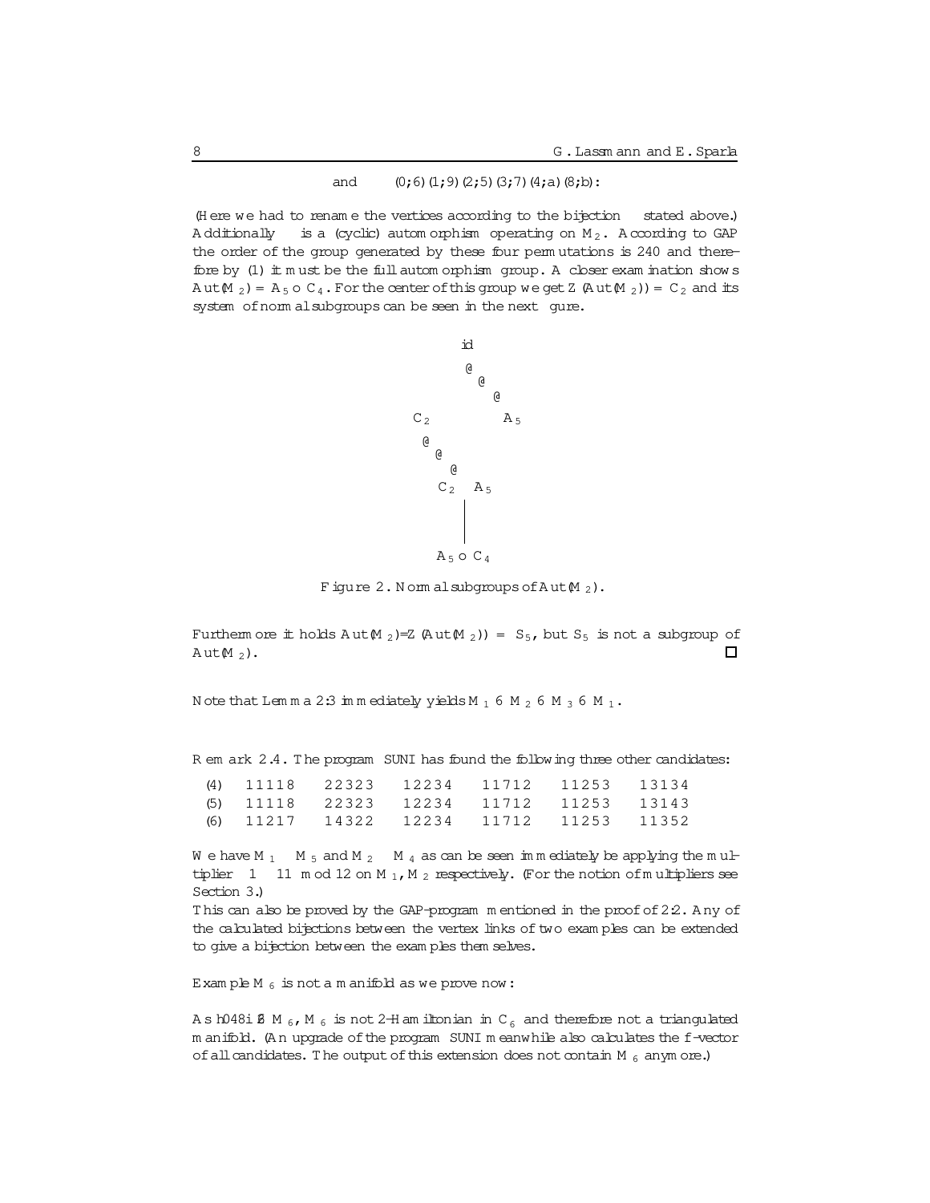and $(0;6)(1;9)(2;5)(3;7)(4;a)(8;b)$:

(Here we had to rename the vertices according to the bijection stated above.) Additionally is a (cyclic) automorphism operating on $M_2$. According to GAP the order of the group generated by these four permutations is 240 and therefore by (1) it must be the full automorphism group. A closer examination shows $Aut(M_2) = A_5 \circ C_4$. For the center of this group we get $Z(Aut(M_2)) = C_2$ and its system of normal subgroups can be seen in the next figure.

```
              id
               @
                 @
                   @
      C_2              A_5
       @
         @
           @
         C_2 × A_5
             |
             |
          A_5 ∘ C_4
```

Figure 2. Normal subgroups of $Aut(M_2)$.

Furthermore it holds $Aut(M_2)/Z(Aut(M_2)) = S_5$, but $S_5$ is not a subgroup of $Aut(M_2)$. □

Note that Lemma 2.3 immediately yields $M_1 \not\cong M_2 \not\cong M_3 \not\cong M_1$.

Remark 2.4. The program SUNI has found the following three other candidates:

| | | | | | | |
|---|---|---|---|---|---|---|
| (4) | 11118 | 22323 | 12234 | 11712 | 11253 | 13134 |
| (5) | 11118 | 22323 | 12234 | 11712 | 11253 | 13143 |
| (6) | 11217 | 14322 | 12234 | 11712 | 11253 | 11352 |

We have $M_1 \cong M_5$ and $M_2 \cong M_4$ as can be seen immediately be applying the multiplier $-1 \equiv 11 \bmod 12$ on $M_1, M_2$ respectively. (For the notion of multipliers see Section 3.)

This can also be proved by the GAP-program mentioned in the proof of 2.2. Any of the calculated bijections between the vertex links of two examples can be extended to give a bijection between the examples themselves.

Example $M_6$ is not a manifold as we prove now:

As h048i $\not\in M_6$, $M_6$ is not 2-Hamiltonian in $C_6$ and therefore not a triangulated manifold. (An upgrade of the program SUNI meanwhile also calculates the f-vector of all candidates. The output of this extension does not contain $M_6$ anymore.)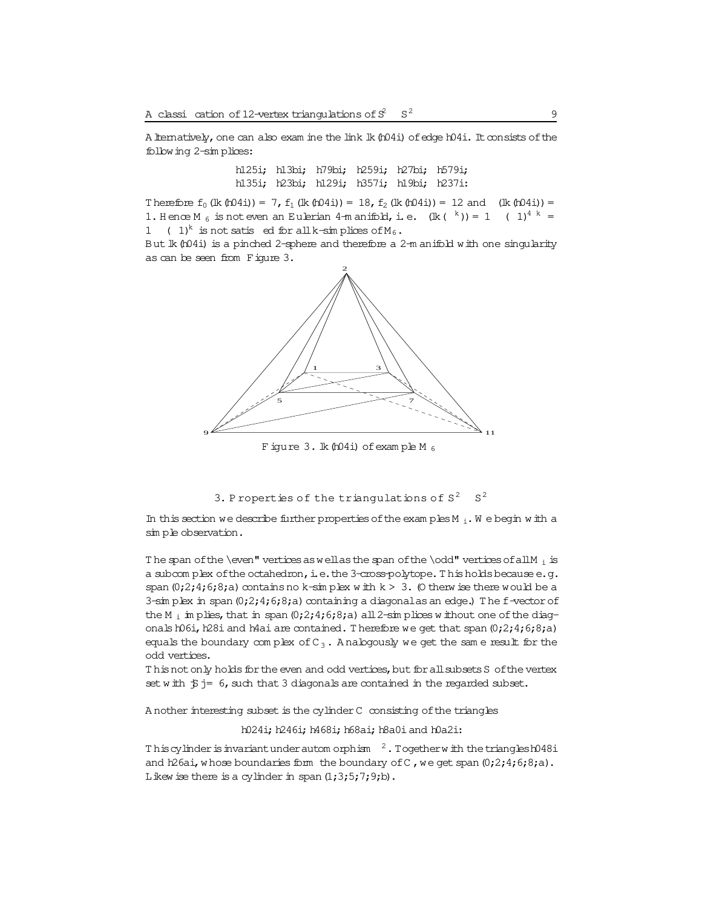Alternatively, one can also examine the link lk⟨04⟩ of edge ⟨04⟩. It consists of the following 2-simplices:

$$\langle 125\rangle;\ \langle 13b\rangle;\ \langle 79b\rangle;\ \langle 259\rangle;\ \langle 27b\rangle;\ \langle 579\rangle;$$
$$\langle 135\rangle;\ \langle 23b\rangle;\ \langle 129\rangle;\ \langle 357\rangle;\ \langle 19b\rangle;\ \langle 237\rangle:$$

Therefore $f_0(\mathrm{lk}\langle 04\rangle) = 7$, $f_1(\mathrm{lk}\langle 04\rangle) = 18$, $f_2(\mathrm{lk}\langle 04\rangle) = 12$ and $\chi(\mathrm{lk}\langle 04\rangle) = 1$. Hence $M_6$ is not even an Eulerian 4-manifold, i.e. $\chi(\mathrm{lk}(\sigma^k)) = 1-(-1)^{4-k} = 1-(-1)^k$ is not satisfied for all $k$-simplices of $M_6$.

But lk⟨04⟩ is a pinched 2-sphere and therefore a 2-manifold with one singularity as can be seen from Figure 3.

Figure 3. lk⟨04⟩ of example $M_6$

## 3. Properties of the triangulations of $S^2 \times S^2$

In this section we describe further properties of the examples $M_i$. We begin with a simple observation.

The span of the "even" vertices as well as the span of the "odd" vertices of all $M_i$ is a subcomplex of the octahedron, i.e. the 3-cross-polytope. This holds because e.g. span(0;2;4;6;8;a) contains no $k$-simplex with $k > 3$. (Otherwise there would be a 3-simplex in span(0;2;4;6;8;a) containing a diagonal as an edge.) The f-vector of the $M_i$ implies, that in span(0;2;4;6;8;a) all 2-simplices without one of the diagonals ⟨06⟩, ⟨28⟩ and ⟨4a⟩ are contained. Therefore we get that span(0;2;4;6;8;a) equals the boundary complex of $C_3$. Analogously we get the same result for the odd vertices.

This not only holds for the even and odd vertices, but for all subsets $S$ of the vertex set with $|S| = 6$, such that 3 diagonals are contained in the regarded subset.

Another interesting subset is the cylinder $C$ consisting of the triangles

$$\langle 024\rangle;\ \langle 246\rangle;\ \langle 468\rangle;\ \langle 68a\rangle;\ \langle 8a0\rangle \text{ and } \langle 0a2\rangle:$$

This cylinder is invariant under automorphism $\sigma^2$. Together with the triangles ⟨048⟩ and ⟨26a⟩, whose boundaries form the boundary of $C$, we get span(0;2;4;6;8;a). Likewise there is a cylinder in span(1;3;5;7;9;b).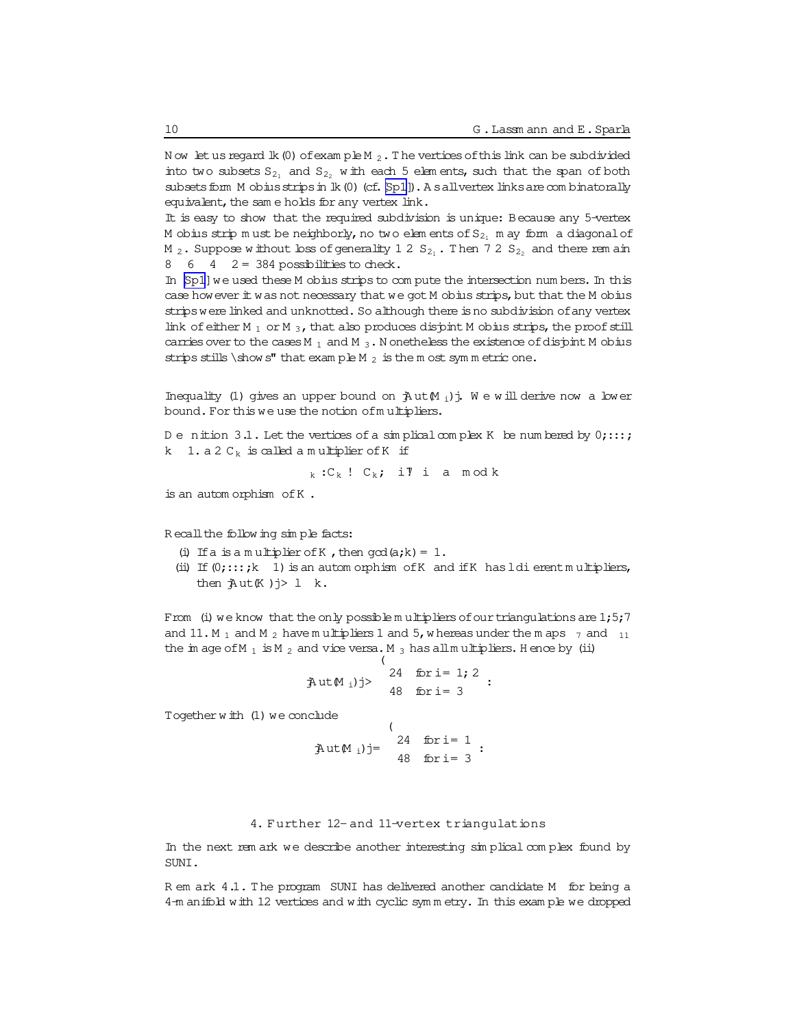Now let us regard $\mathrm{lk}(0)$ of example $M_2$. The vertices of this link can be subdivided into two subsets $S_{2_1}$ and $S_{2_2}$ with each 5 elements, such that the span of both subsets form Möbius strips in $\mathrm{lk}(0)$ (cf. [Sp1]). As all vertex links are combinatorally equivalent, the same holds for any vertex link.

It is easy to show that the required subdivision is unique: Because any 5-vertex Möbius strip must be neighborly, no two elements of $S_{2_1}$ may form a diagonal of $M_2$. Suppose without loss of generality $1 \in S_{2_1}$. Then $7 \in S_{2_2}$ and there remain $8 \cdot 6 \cdot 4 \cdot 2 = 384$ possibilities to check.

In [Sp1] we used these Möbius strips to compute the intersection numbers. In this case however it was not necessary that we got Möbius strips, but that the Möbius strips were linked and unknotted. So although there is no subdivision of any vertex link of either $M_1$ or $M_3$, that also produces disjoint Möbius strips, the proof still carries over to the cases $M_1$ and $M_3$. Nonetheless the existence of disjoint Möbius strips stills "shows" that example $M_2$ is the most symmetric one.

Inequality (1) gives an upper bound on $|\mathrm{Aut}(M_i)|$. We will derive now a lower bound. For this we use the notion of multipliers.

**Definition 3.1.** Let the vertices of a simplical complex $K$ be numbered by $0, \ldots, k-1$. $a \in C_k$ is called a multiplier of $K$ if

$$\mu_k : C_k \to C_k; \quad i \mapsto i \cdot a \mod k$$

is an automorphism of $K$.

Recall the following simple facts:

(i) If $a$ is a multiplier of $K$, then $\gcd(a, k) = 1$.

(ii) If $(0, \ldots, k-1)$ is an automorphism of $K$ and if $K$ has $l$ different multipliers, then $|\mathrm{Aut}(K)| \geq l \cdot k$.

From (i) we know that the only possible multipliers of our triangulations are $1, 5, 7$ and $11$. $M_1$ and $M_2$ have multipliers 1 and 5, whereas under the maps $\mu_7$ and $\mu_{11}$ the image of $M_1$ is $M_2$ and vice versa. $M_3$ has all multipliers. Hence by (ii)

$$|\mathrm{Aut}(M_i)| \geq \begin{cases} 24 & \text{for } i = 1, 2 \\ 48 & \text{for } i = 3 \end{cases}.$$

Together with (1) we conclude

$$|\mathrm{Aut}(M_i)| = \begin{cases} 24 & \text{for } i = 1 \\ 48 & \text{for } i = 3 \end{cases}.$$

## 4. Further 12- and 11-vertex triangulations

In the next remark we describe another interesting simplical complex found by SUNI.

**Remark 4.1.** The program SUNI has delivered another candidate $M$ for being a 4-manifold with 12 vertices and with cyclic symmetry. In this example we dropped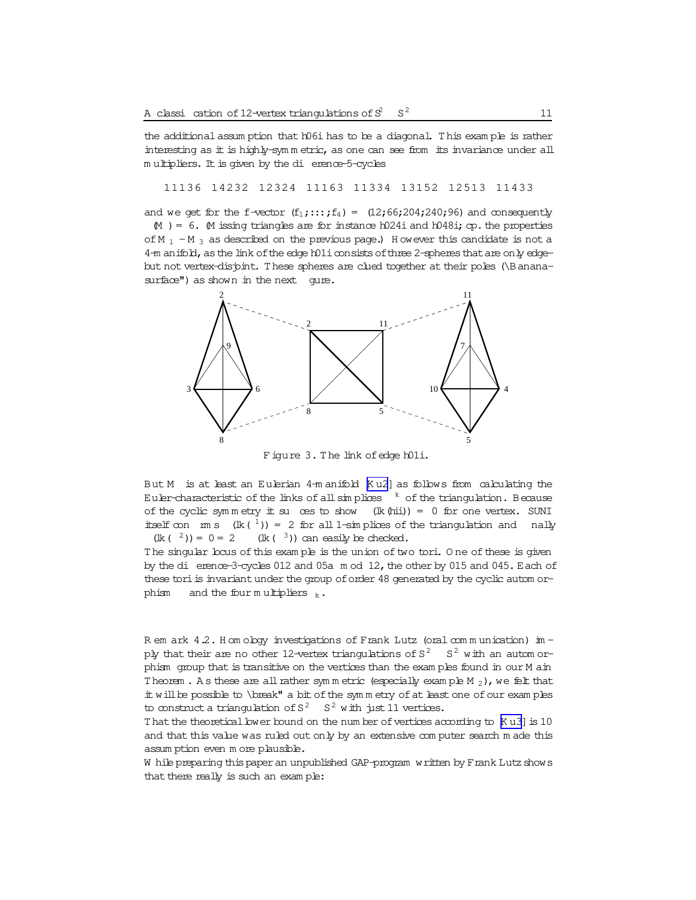the additional assumption that ⟨06⟩ has to be a diagonal. This example is rather interesting as it is highly-symmetric, as one can see from its invariance under all multipliers. It is given by the difference-5-cycles

11136 14232 12324 11163 11334 13152 12513 11433

and we get for the f-vector $(f_1;\dots;f_4) = (12;66;204;240;96)$ and consequently $\chi(M) = 6$. (Missing triangles are for instance ⟨024⟩ and ⟨048⟩; cp. the properties of $M_1 - M_3$ as described on the previous page.) However this candidate is not a 4-manifold, as the link of the edge ⟨01⟩ consists of three 2-spheres that are only edge- but not vertex-disjoint. These spheres are clued together at their poles ("Banana-surface") as shown in the next figure.

Figure 3. The link of edge ⟨01⟩.

But M is at least an Eulerian 4-manifold [Ku2] as follows from calculating the Euler-characteristic of the links of all simplices $\Delta^k$ of the triangulation. Because of the cyclic symmetry it suffices to show $\chi(\mathrm{lk}\langle 0\rangle) = 0$ for one vertex. SUNI itself confirms $\chi(\mathrm{lk}(\Delta^1)) = 2$ for all 1-simplices of the triangulation and finally $\chi(\mathrm{lk}(\Delta^2)) = 0 = 2 - \chi(\mathrm{lk}(\Delta^3))$ can easily be checked.
The singular locus of this example is the union of two tori. One of these is given by the difference-3-cycles 012 and 05a mod 12, the other by 015 and 045. Each of these tori is invariant under the group of order 48 generated by the cyclic automorphism and the four multipliers $\sigma_k$.

Remark 4.2. Homology investigations of Frank Lutz (oral communication) imply that their are no other 12-vertex triangulations of $S^2 \times S^2$ with an automorphism group that is transitive on the vertices than the examples found in our Main Theorem. As these are all rather symmetric (especially example $M_2$), we felt that it will be possible to "break" a bit of the symmetry of at least one of our examples to construct a triangulation of $S^2 \times S^2$ with just 11 vertices.
That the theoretical lower bound on the number of vertices according to [Ku3] is 10 and that this value was ruled out only by an extensive computer search made this assumption even more plausible.
While preparing this paper an unpublished GAP-program written by Frank Lutz shows that there really is such an example: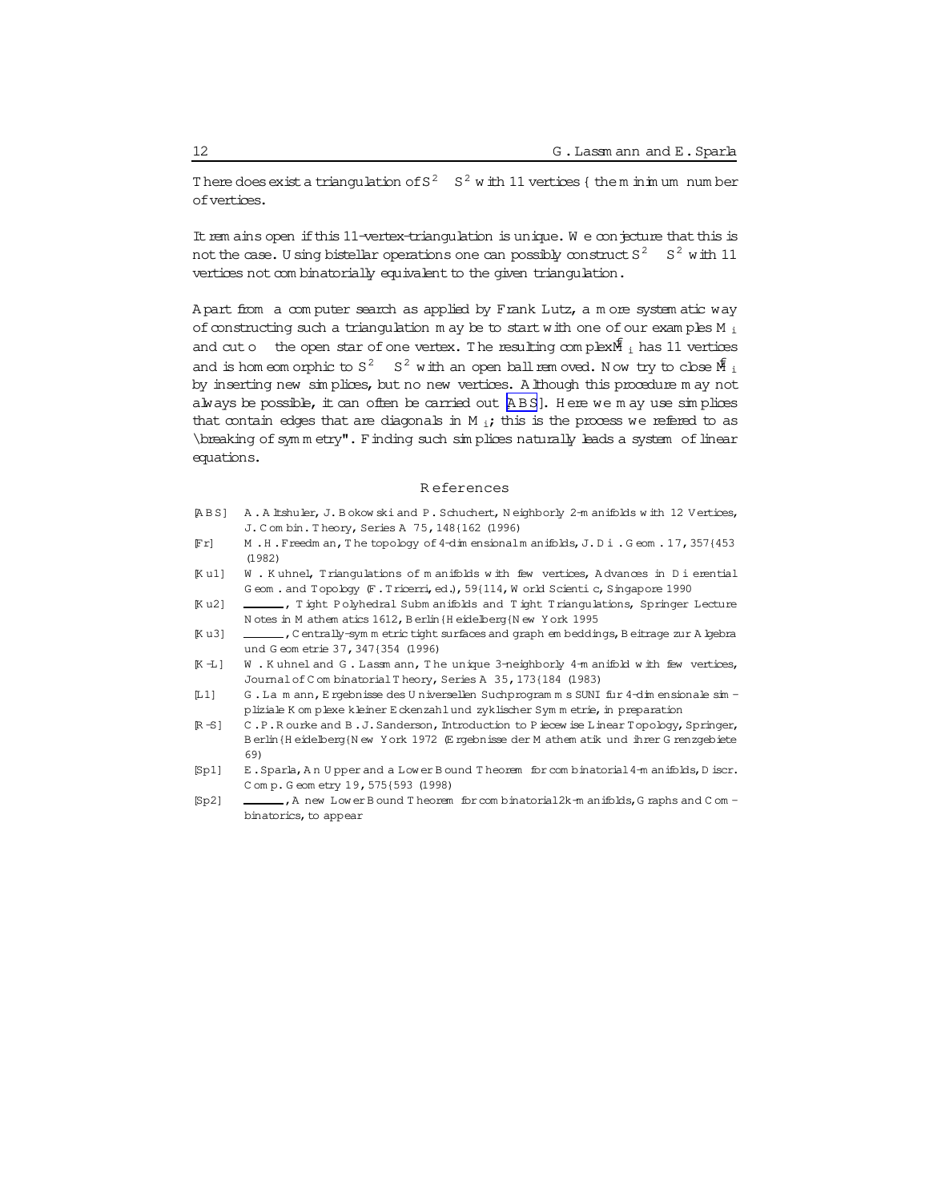There does exist a triangulation of $S^2 \times S^2$ with 11 vertices – the minimum number of vertices.

It remains open if this 11-vertex-triangulation is unique. We conjecture that this is not the case. Using bistellar operations one can possibly construct $S^2 \times S^2$ with 11 vertices not combinatorially equivalent to the given triangulation.

Apart from a computer search as applied by Frank Lutz, a more systematic way of constructing such a triangulation may be to start with one of our examples $M_i$ and cut off the open star of one vertex. The resulting complex $\tilde{M}_i$ has 11 vertices and is homeomorphic to $S^2 \times S^2$ with an open ball removed. Now try to close $\tilde{M}_i$ by inserting new simplices, but no new vertices. Although this procedure may not always be possible, it can often be carried out [ABS]. Here we may use simplices that contain edges that are diagonals in $M_i$; this is the process we refered to as "breaking of symmetry". Finding such simplices naturally leads a system of linear equations.

## References

[ABS] A. Altshuler, J. Bokowski and P. Schuchert, Neighborly 2-manifolds with 12 Vertices, J. Combin. Theory, Series A 75, 148–162 (1996)

[Fr] M. H. Freedman, The topology of 4-dimensional manifolds, J. Diff. Geom. 17, 357–453 (1982)

[Ku1] W. Kühnel, Triangulations of manifolds with few vertices, Advances in Differential Geom. and Topology (F. Tricerri, ed.), 59–114, World Scientific, Singapore 1990

[Ku2] ———, Tight Polyhedral Submanifolds and Tight Triangulations, Springer Lecture Notes in Mathematics 1612, Berlin–Heidelberg–New York 1995

[Ku3] ———, Centrally-symmetric tight surfaces and graph embeddings, Beiträge zur Algebra und Geometrie 37, 347–354 (1996)

[K-L] W. Kühnel and G. Lassmann, The unique 3-neighborly 4-manifold with few vertices, Journal of Combinatorial Theory, Series A 35, 173–184 (1983)

[L1] G. Laßmann, Ergebnisse des Universellen Suchprogramms SUNI für 4-dimensionale simpliziale Komplexe kleiner Eckenzahl und zyklischer Symmetrie, in preparation

[R-S] C. P. Rourke and B. J. Sanderson, Introduction to Piecewise Linear Topology, Springer, Berlin–Heidelberg–New York 1972 (Ergebnisse der Mathematik und ihrer Grenzgebiete 69)

[Sp1] E. Sparla, An Upper and a Lower Bound Theorem for combinatorial 4-manifolds, Discr. Comp. Geometry 19, 575–593 (1998)

[Sp2] ———, A new Lower Bound Theorem for combinatorial 2k-manifolds, Graphs and Combinatorics, to appear